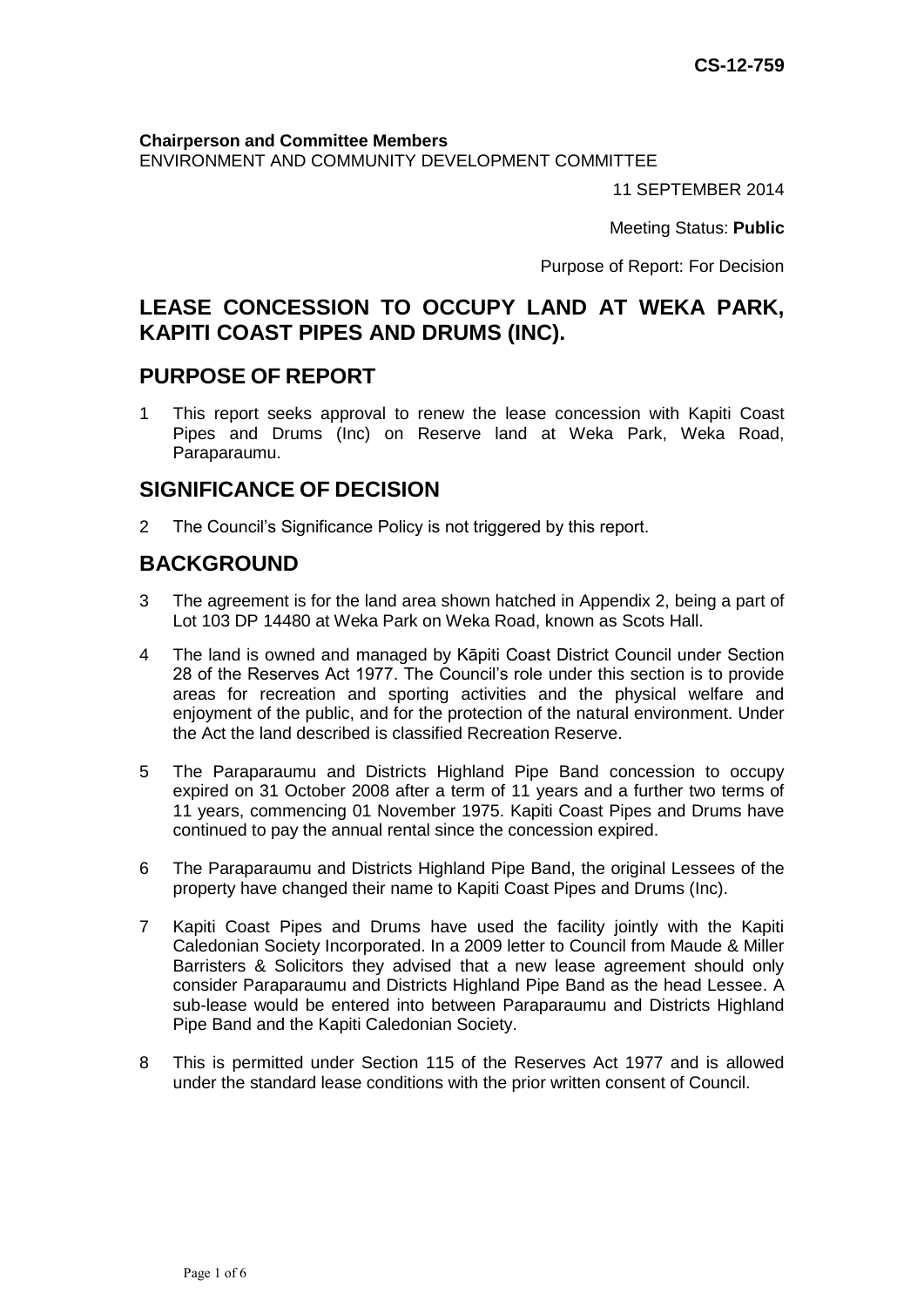**CS-12-759**

**Chairperson and Committee Members**
ENVIRONMENT AND COMMUNITY DEVELOPMENT COMMITTEE

11 SEPTEMBER 2014

Meeting Status: **Public**

Purpose of Report: For Decision

# LEASE CONCESSION TO OCCUPY LAND AT WEKA PARK, KAPITI COAST PIPES AND DRUMS (INC).

## PURPOSE OF REPORT

1 This report seeks approval to renew the lease concession with Kapiti Coast Pipes and Drums (Inc) on Reserve land at Weka Park, Weka Road, Paraparaumu.

## SIGNIFICANCE OF DECISION

2 The Council's Significance Policy is not triggered by this report.

## BACKGROUND

3 The agreement is for the land area shown hatched in Appendix 2, being a part of Lot 103 DP 14480 at Weka Park on Weka Road, known as Scots Hall.

4 The land is owned and managed by Kāpiti Coast District Council under Section 28 of the Reserves Act 1977. The Council's role under this section is to provide areas for recreation and sporting activities and the physical welfare and enjoyment of the public, and for the protection of the natural environment. Under the Act the land described is classified Recreation Reserve.

5 The Paraparaumu and Districts Highland Pipe Band concession to occupy expired on 31 October 2008 after a term of 11 years and a further two terms of 11 years, commencing 01 November 1975. Kapiti Coast Pipes and Drums have continued to pay the annual rental since the concession expired.

6 The Paraparaumu and Districts Highland Pipe Band, the original Lessees of the property have changed their name to Kapiti Coast Pipes and Drums (Inc).

7 Kapiti Coast Pipes and Drums have used the facility jointly with the Kapiti Caledonian Society Incorporated. In a 2009 letter to Council from Maude & Miller Barristers & Solicitors they advised that a new lease agreement should only consider Paraparaumu and Districts Highland Pipe Band as the head Lessee. A sub-lease would be entered into between Paraparaumu and Districts Highland Pipe Band and the Kapiti Caledonian Society.

8 This is permitted under Section 115 of the Reserves Act 1977 and is allowed under the standard lease conditions with the prior written consent of Council.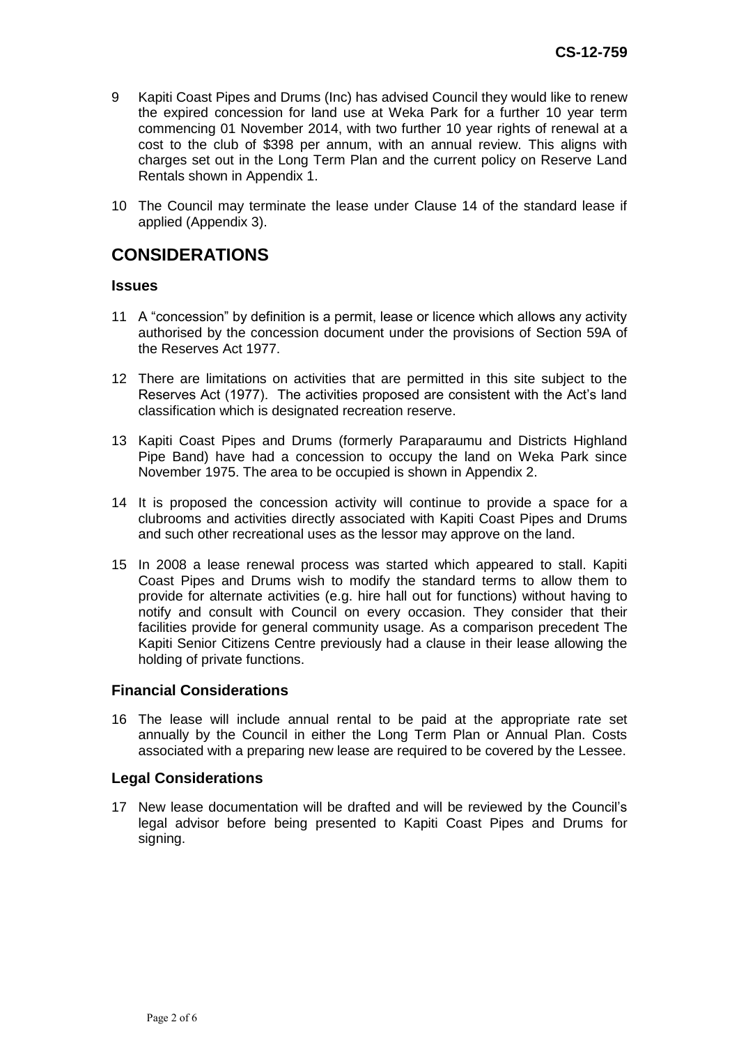9 Kapiti Coast Pipes and Drums (Inc) has advised Council they would like to renew the expired concession for land use at Weka Park for a further 10 year term commencing 01 November 2014, with two further 10 year rights of renewal at a cost to the club of $398 per annum, with an annual review. This aligns with charges set out in the Long Term Plan and the current policy on Reserve Land Rentals shown in Appendix 1.

10 The Council may terminate the lease under Clause 14 of the standard lease if applied (Appendix 3).

# CONSIDERATIONS

## Issues

11 A "concession" by definition is a permit, lease or licence which allows any activity authorised by the concession document under the provisions of Section 59A of the Reserves Act 1977.

12 There are limitations on activities that are permitted in this site subject to the Reserves Act (1977). The activities proposed are consistent with the Act's land classification which is designated recreation reserve.

13 Kapiti Coast Pipes and Drums (formerly Paraparaumu and Districts Highland Pipe Band) have had a concession to occupy the land on Weka Park since November 1975. The area to be occupied is shown in Appendix 2.

14 It is proposed the concession activity will continue to provide a space for a clubrooms and activities directly associated with Kapiti Coast Pipes and Drums and such other recreational uses as the lessor may approve on the land.

15 In 2008 a lease renewal process was started which appeared to stall. Kapiti Coast Pipes and Drums wish to modify the standard terms to allow them to provide for alternate activities (e.g. hire hall out for functions) without having to notify and consult with Council on every occasion. They consider that their facilities provide for general community usage. As a comparison precedent The Kapiti Senior Citizens Centre previously had a clause in their lease allowing the holding of private functions.

## Financial Considerations

16 The lease will include annual rental to be paid at the appropriate rate set annually by the Council in either the Long Term Plan or Annual Plan. Costs associated with a preparing new lease are required to be covered by the Lessee.

## Legal Considerations

17 New lease documentation will be drafted and will be reviewed by the Council's legal advisor before being presented to Kapiti Coast Pipes and Drums for signing.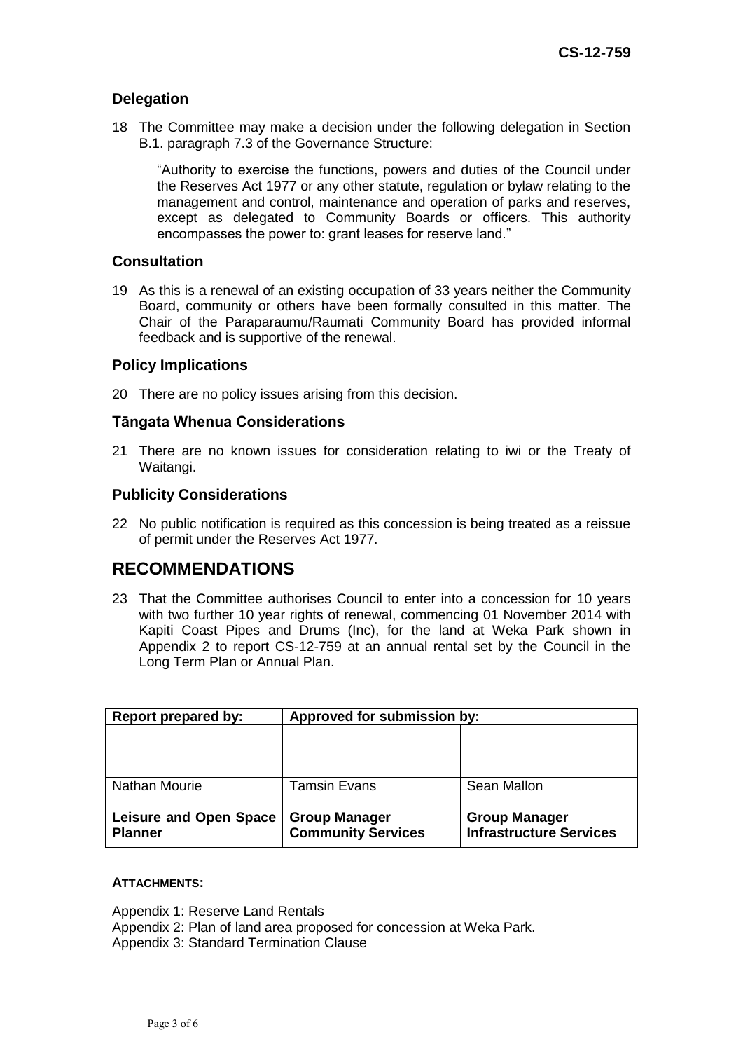### Delegation

18 The Committee may make a decision under the following delegation in Section B.1. paragraph 7.3 of the Governance Structure:

> "Authority to exercise the functions, powers and duties of the Council under the Reserves Act 1977 or any other statute, regulation or bylaw relating to the management and control, maintenance and operation of parks and reserves, except as delegated to Community Boards or officers. This authority encompasses the power to: grant leases for reserve land."

### Consultation

19 As this is a renewal of an existing occupation of 33 years neither the Community Board, community or others have been formally consulted in this matter. The Chair of the Paraparaumu/Raumati Community Board has provided informal feedback and is supportive of the renewal.

### Policy Implications

20 There are no policy issues arising from this decision.

### Tāngata Whenua Considerations

21 There are no known issues for consideration relating to iwi or the Treaty of Waitangi.

### Publicity Considerations

22 No public notification is required as this concession is being treated as a reissue of permit under the Reserves Act 1977.

## RECOMMENDATIONS

23 That the Committee authorises Council to enter into a concession for 10 years with two further 10 year rights of renewal, commencing 01 November 2014 with Kapiti Coast Pipes and Drums (Inc), for the land at Weka Park shown in Appendix 2 to report CS-12-759 at an annual rental set by the Council in the Long Term Plan or Annual Plan.

| Report prepared by: | Approved for submission by: | |
|---|---|---|
| | | |
| Nathan Mourie | Tamsin Evans | Sean Mallon |
| **Leisure and Open Space Planner** | **Group Manager Community Services** | **Group Manager Infrastructure Services** |

**ATTACHMENTS:**

Appendix 1: Reserve Land Rentals
Appendix 2: Plan of land area proposed for concession at Weka Park.
Appendix 3: Standard Termination Clause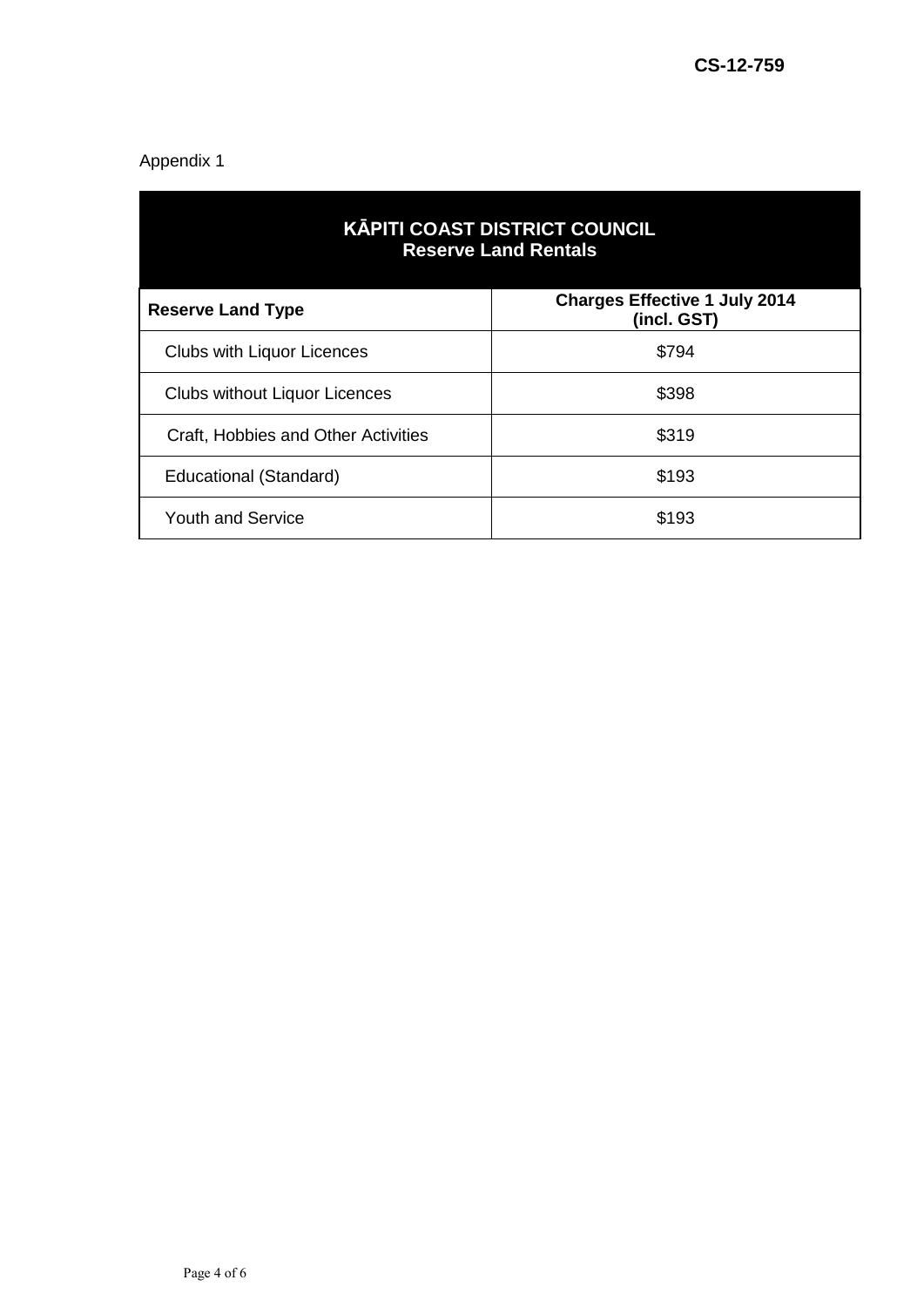CS-12-759

Appendix 1

| KĀPITI COAST DISTRICT COUNCIL<br>Reserve Land Rentals | |
|---|---|
| **Reserve Land Type** | **Charges Effective 1 July 2014 (incl. GST)** |
| Clubs with Liquor Licences | $794 |
| Clubs without Liquor Licences | $398 |
| Craft, Hobbies and Other Activities | $319 |
| Educational (Standard) | $193 |
| Youth and Service | $193 |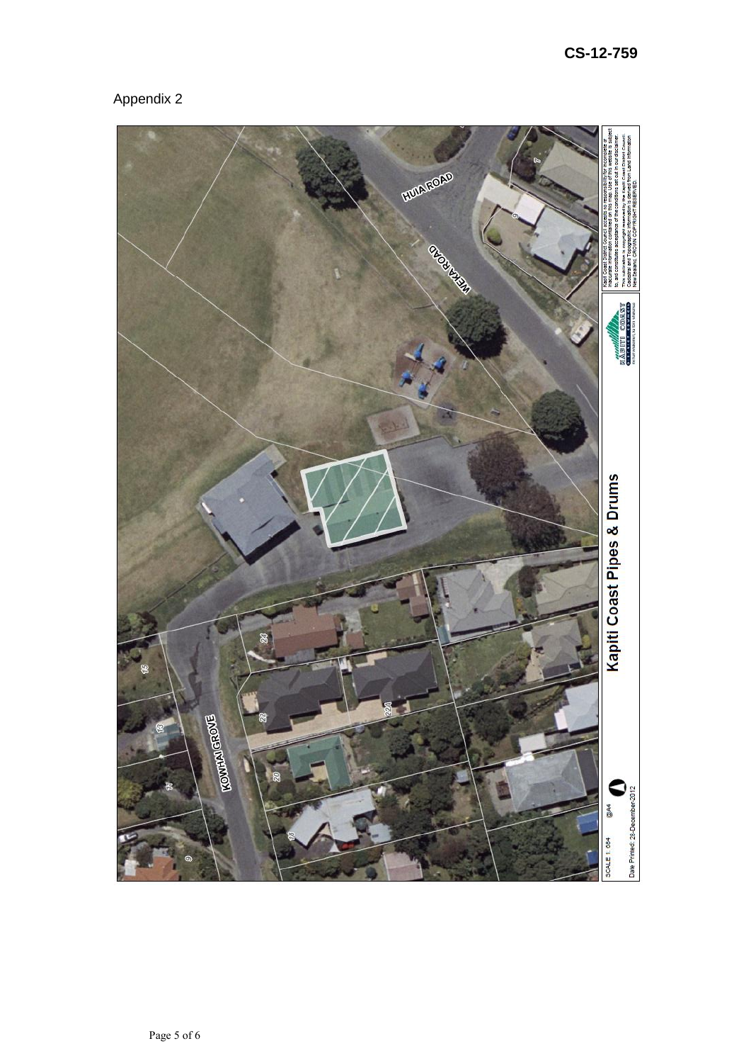CS-12-759

Appendix 2

Kapiti Coast Pipes & Drums

HUIA ROAD

WEKA ROAD

KOWHAI GROVE

SCALE 1: 684 @A4

Date Printed: 28-December-2012

Kapiti Coast District Council accepts no responsibility for incomplete or inaccurate information contained on this map. Use of this website is subject to, and constitutes acceptance of the conditions set out in our disclaimer. This publication is copyright reserved by the Kapiti Coast District Council. Cadastral and Topographic information is derived from Land Information New Zealand. CROWN COPYRIGHT RESERVED.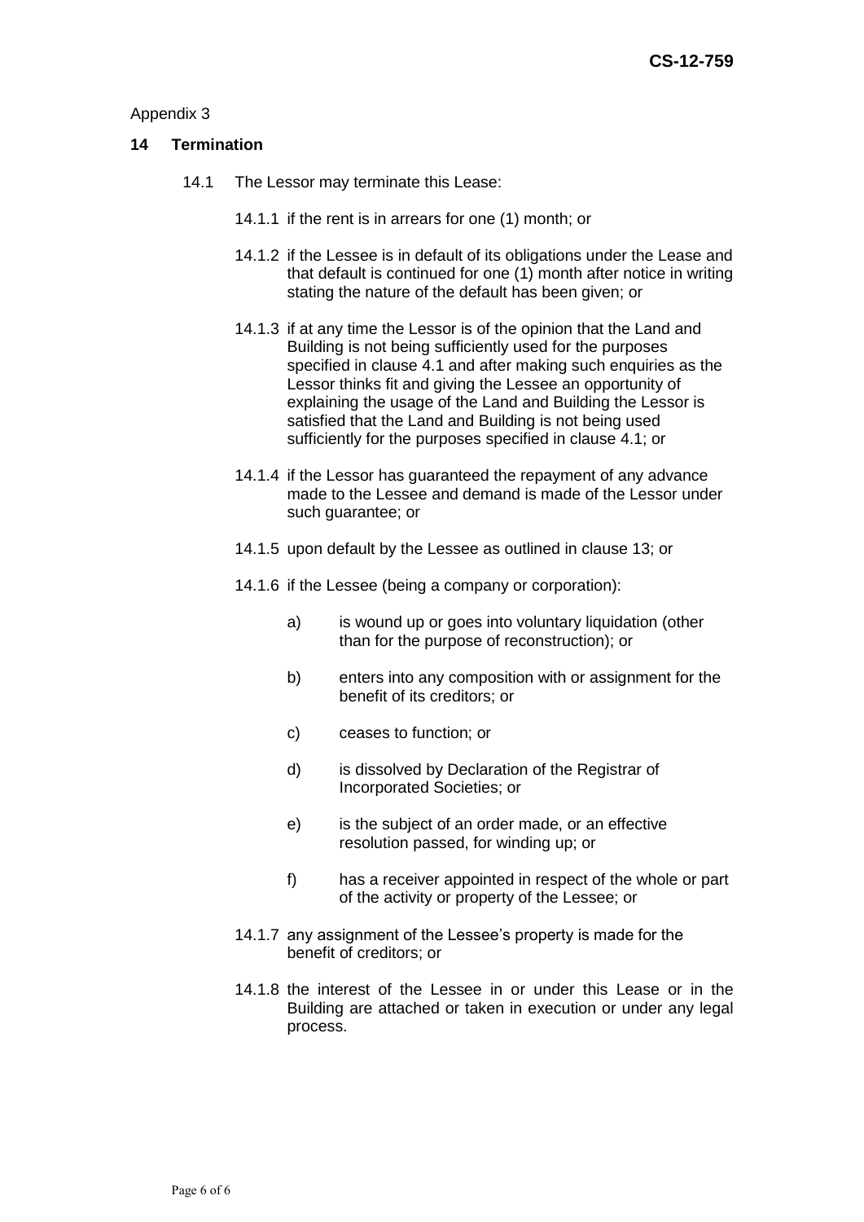Appendix 3

## 14 Termination

14.1 The Lessor may terminate this Lease:

14.1.1 if the rent is in arrears for one (1) month; or

14.1.2 if the Lessee is in default of its obligations under the Lease and that default is continued for one (1) month after notice in writing stating the nature of the default has been given; or

14.1.3 if at any time the Lessor is of the opinion that the Land and Building is not being sufficiently used for the purposes specified in clause 4.1 and after making such enquiries as the Lessor thinks fit and giving the Lessee an opportunity of explaining the usage of the Land and Building the Lessor is satisfied that the Land and Building is not being used sufficiently for the purposes specified in clause 4.1; or

14.1.4 if the Lessor has guaranteed the repayment of any advance made to the Lessee and demand is made of the Lessor under such guarantee; or

14.1.5 upon default by the Lessee as outlined in clause 13; or

14.1.6 if the Lessee (being a company or corporation):

a) is wound up or goes into voluntary liquidation (other than for the purpose of reconstruction); or

b) enters into any composition with or assignment for the benefit of its creditors; or

c) ceases to function; or

d) is dissolved by Declaration of the Registrar of Incorporated Societies; or

e) is the subject of an order made, or an effective resolution passed, for winding up; or

f) has a receiver appointed in respect of the whole or part of the activity or property of the Lessee; or

14.1.7 any assignment of the Lessee's property is made for the benefit of creditors; or

14.1.8 the interest of the Lessee in or under this Lease or in the Building are attached or taken in execution or under any legal process.